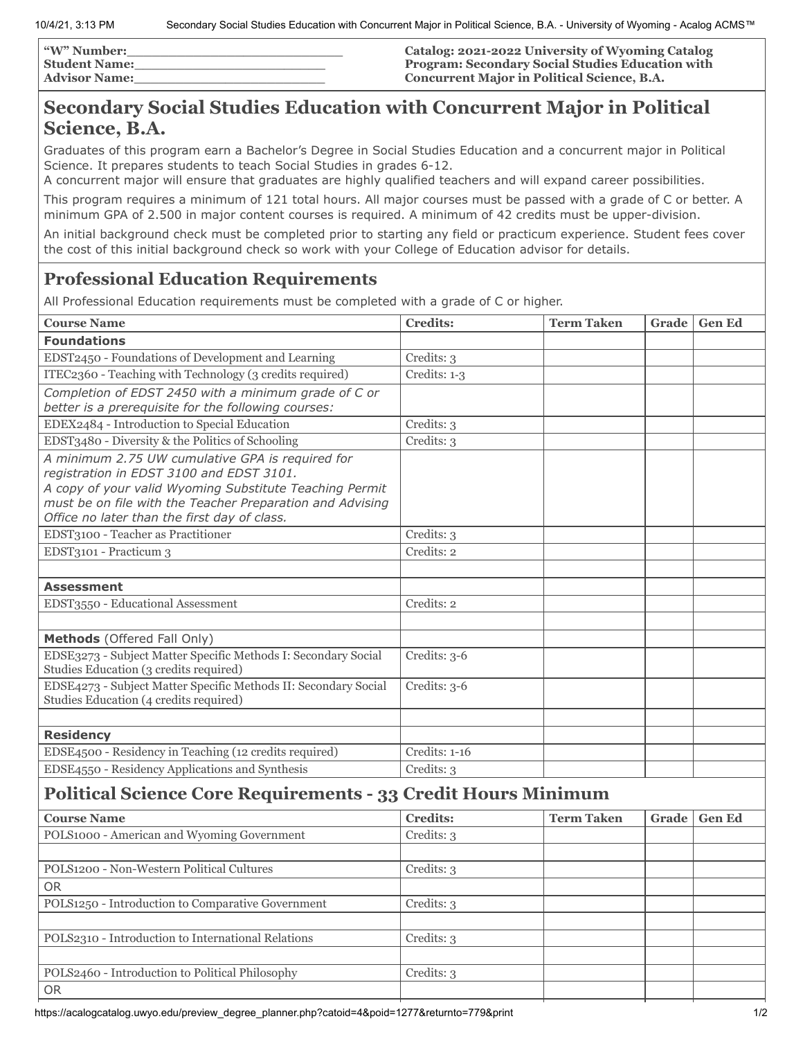| "W" Number:\_\_\_\_\_\_\_\_\_\_\_\_\_\_\_\_\_\_\_\_\_\_\_\_ | Catalog: 2021-2022 University of Wyoming Catalog |
|---|---|
| Student Name:\_\_\_\_\_\_\_\_\_\_\_\_\_\_\_\_\_\_\_\_\_\_ | Program: Secondary Social Studies Education with |
| Advisor Name:\_\_\_\_\_\_\_\_\_\_\_\_\_\_\_\_\_\_\_\_\_\_ | Concurrent Major in Political Science, B.A. |

# Secondary Social Studies Education with Concurrent Major in Political Science, B.A.

Graduates of this program earn a Bachelor's Degree in Social Studies Education and a concurrent major in Political Science. It prepares students to teach Social Studies in grades 6-12.
A concurrent major will ensure that graduates are highly qualified teachers and will expand career possibilities.

This program requires a minimum of 121 total hours. All major courses must be passed with a grade of C or better. A minimum GPA of 2.500 in major content courses is required. A minimum of 42 credits must be upper-division.

An initial background check must be completed prior to starting any field or practicum experience. Student fees cover the cost of this initial background check so work with your College of Education advisor for details.

## Professional Education Requirements

All Professional Education requirements must be completed with a grade of C or higher.

| Course Name | Credits: | Term Taken | Grade | Gen Ed |
|---|---|---|---|---|
| **Foundations** | | | | |
| EDST2450 - Foundations of Development and Learning | Credits: 3 | | | |
| ITEC2360 - Teaching with Technology (3 credits required) | Credits: 1-3 | | | |
| *Completion of EDST 2450 with a minimum grade of C or better is a prerequisite for the following courses:* | | | | |
| EDEX2484 - Introduction to Special Education | Credits: 3 | | | |
| EDST3480 - Diversity & the Politics of Schooling | Credits: 3 | | | |
| *A minimum 2.75 UW cumulative GPA is required for registration in EDST 3100 and EDST 3101. A copy of your valid Wyoming Substitute Teaching Permit must be on file with the Teacher Preparation and Advising Office no later than the first day of class.* | | | | |
| EDST3100 - Teacher as Practitioner | Credits: 3 | | | |
| EDST3101 - Practicum 3 | Credits: 2 | | | |
| | | | | |
| **Assessment** | | | | |
| EDST3550 - Educational Assessment | Credits: 2 | | | |
| | | | | |
| **Methods** (Offered Fall Only) | | | | |
| EDSE3273 - Subject Matter Specific Methods I: Secondary Social Studies Education (3 credits required) | Credits: 3-6 | | | |
| EDSE4273 - Subject Matter Specific Methods II: Secondary Social Studies Education (4 credits required) | Credits: 3-6 | | | |
| | | | | |
| **Residency** | | | | |
| EDSE4500 - Residency in Teaching (12 credits required) | Credits: 1-16 | | | |
| EDSE4550 - Residency Applications and Synthesis | Credits: 3 | | | |

## Political Science Core Requirements - 33 Credit Hours Minimum

| Course Name | Credits: | Term Taken | Grade | Gen Ed |
|---|---|---|---|---|
| POLS1000 - American and Wyoming Government | Credits: 3 | | | |
| | | | | |
| POLS1200 - Non-Western Political Cultures | Credits: 3 | | | |
| OR | | | | |
| POLS1250 - Introduction to Comparative Government | Credits: 3 | | | |
| | | | | |
| POLS2310 - Introduction to International Relations | Credits: 3 | | | |
| | | | | |
| POLS2460 - Introduction to Political Philosophy | Credits: 3 | | | |
| OR | | | | |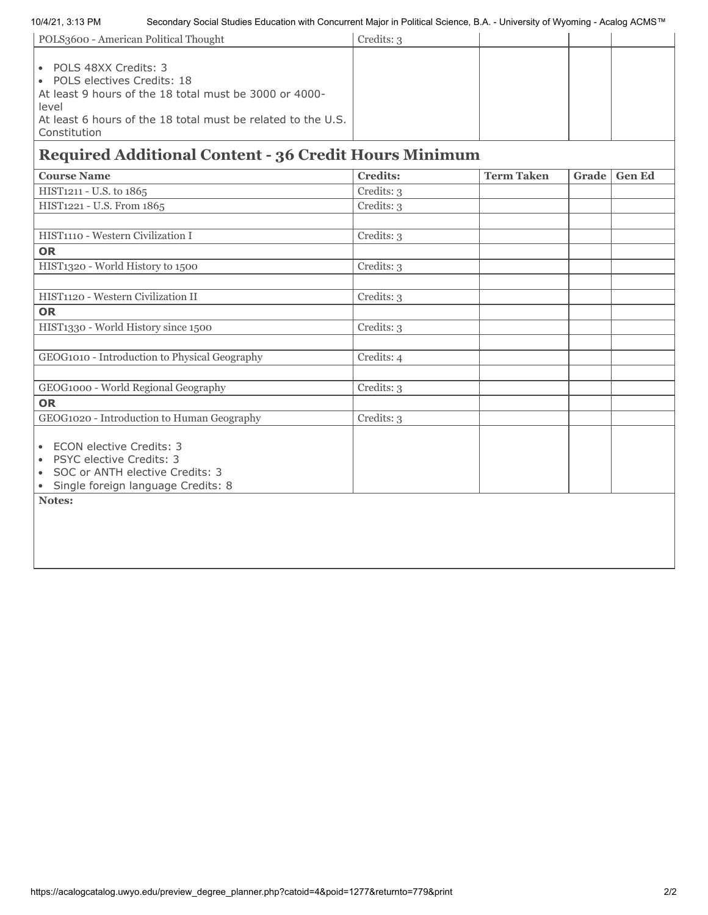| | | | | |
|---|---|---|---|---|
| POLS3600 - American Political Thought | Credits: 3 | | | |
| • POLS 48XX Credits: 3<br>• POLS electives Credits: 18<br>At least 9 hours of the 18 total must be 3000 or 4000-level<br>At least 6 hours of the 18 total must be related to the U.S. Constitution | | | | |

## Required Additional Content - 36 Credit Hours Minimum

| Course Name | Credits: | Term Taken | Grade | Gen Ed |
|---|---|---|---|---|
| HIST1211 - U.S. to 1865 | Credits: 3 | | | |
| HIST1221 - U.S. From 1865 | Credits: 3 | | | |
| | | | | |
| HIST1110 - Western Civilization I | Credits: 3 | | | |
| **OR** | | | | |
| HIST1320 - World History to 1500 | Credits: 3 | | | |
| | | | | |
| HIST1120 - Western Civilization II | Credits: 3 | | | |
| **OR** | | | | |
| HIST1330 - World History since 1500 | Credits: 3 | | | |
| | | | | |
| GEOG1010 - Introduction to Physical Geography | Credits: 4 | | | |
| | | | | |
| GEOG1000 - World Regional Geography | Credits: 3 | | | |
| **OR** | | | | |
| GEOG1020 - Introduction to Human Geography | Credits: 3 | | | |
| • ECON elective Credits: 3<br>• PSYC elective Credits: 3<br>• SOC or ANTH elective Credits: 3<br>• Single foreign language Credits: 8 | | | | |

**Notes:**